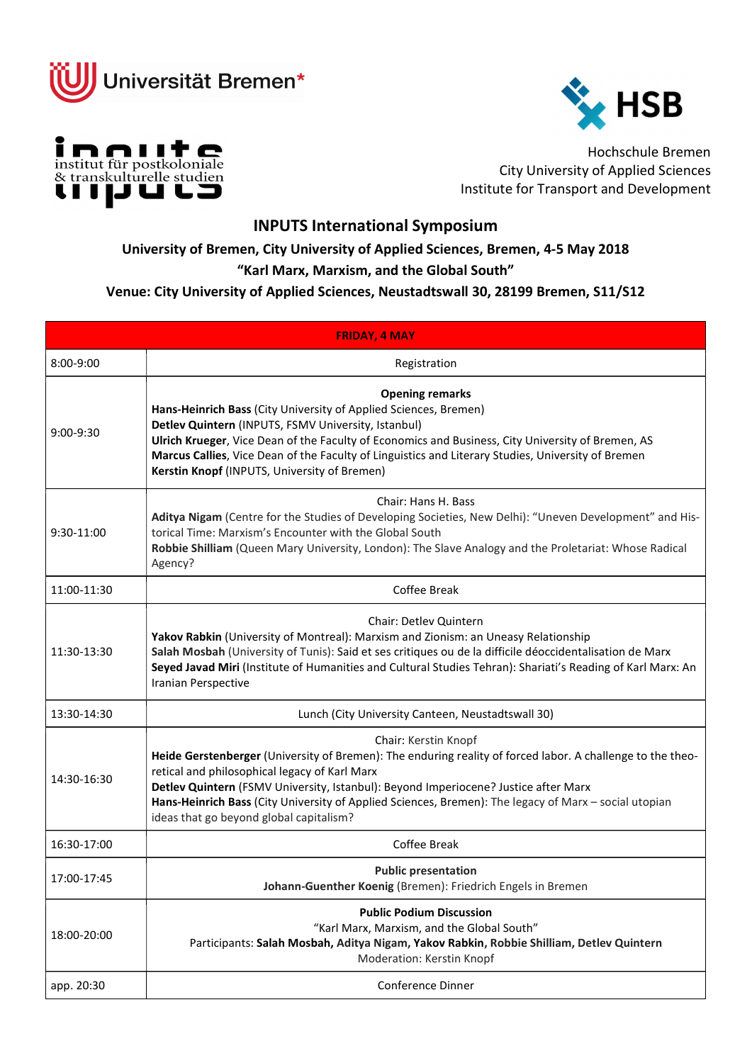Universität Bremen*

institut für postkoloniale & transkulturelle studien

HSB

Hochschule Bremen
City University of Applied Sciences
Institute for Transport and Development

# INPUTS International Symposium

### University of Bremen, City University of Applied Sciences, Bremen, 4-5 May 2018

### "Karl Marx, Marxism, and the Global South"

### Venue: City University of Applied Sciences, Neustadtswall 30, 28199 Bremen, S11/S12

| **FRIDAY, 4 MAY** | |
|---|---|
| 8:00-9:00 | Registration |
| 9:00-9:30 | **Opening remarks**<br>**Hans-Heinrich Bass** (City University of Applied Sciences, Bremen)<br>**Detlev Quintern** (INPUTS, FSMV University, Istanbul)<br>**Ulrich Krueger**, Vice Dean of the Faculty of Economics and Business, City University of Bremen, AS<br>**Marcus Callies**, Vice Dean of the Faculty of Linguistics and Literary Studies, University of Bremen<br>**Kerstin Knopf** (INPUTS, University of Bremen) |
| 9:30-11:00 | Chair: Hans H. Bass<br>**Aditya Nigam** (Centre for the Studies of Developing Societies, New Delhi): "Uneven Development" and Historical Time: Marxism's Encounter with the Global South<br>**Robbie Shilliam** (Queen Mary University, London): The Slave Analogy and the Proletariat: Whose Radical Agency? |
| 11:00-11:30 | Coffee Break |
| 11:30-13:30 | Chair: Detlev Quintern<br>**Yakov Rabkin** (University of Montreal): Marxism and Zionism: an Uneasy Relationship<br>**Salah Mosbah** (University of Tunis): Said et ses critiques ou de la difficile déoccidentalisation de Marx<br>**Seyed Javad Miri** (Institute of Humanities and Cultural Studies Tehran): Shariati's Reading of Karl Marx: An Iranian Perspective |
| 13:30-14:30 | Lunch (City University Canteen, Neustadtswall 30) |
| 14:30-16:30 | Chair: Kerstin Knopf<br>**Heide Gerstenberger** (University of Bremen): The enduring reality of forced labor. A challenge to the theoretical and philosophical legacy of Karl Marx<br>**Detlev Quintern** (FSMV University, Istanbul): Beyond Imperiocene? Justice after Marx<br>**Hans-Heinrich Bass** (City University of Applied Sciences, Bremen): The legacy of Marx – social utopian ideas that go beyond global capitalism? |
| 16:30-17:00 | Coffee Break |
| 17:00-17:45 | **Public presentation**<br>**Johann-Guenther Koenig** (Bremen): Friedrich Engels in Bremen |
| 18:00-20:00 | **Public Podium Discussion**<br>"Karl Marx, Marxism, and the Global South"<br>Participants: **Salah Mosbah, Aditya Nigam, Yakov Rabkin, Robbie Shilliam, Detlev Quintern**<br>Moderation: Kerstin Knopf |
| app. 20:30 | Conference Dinner |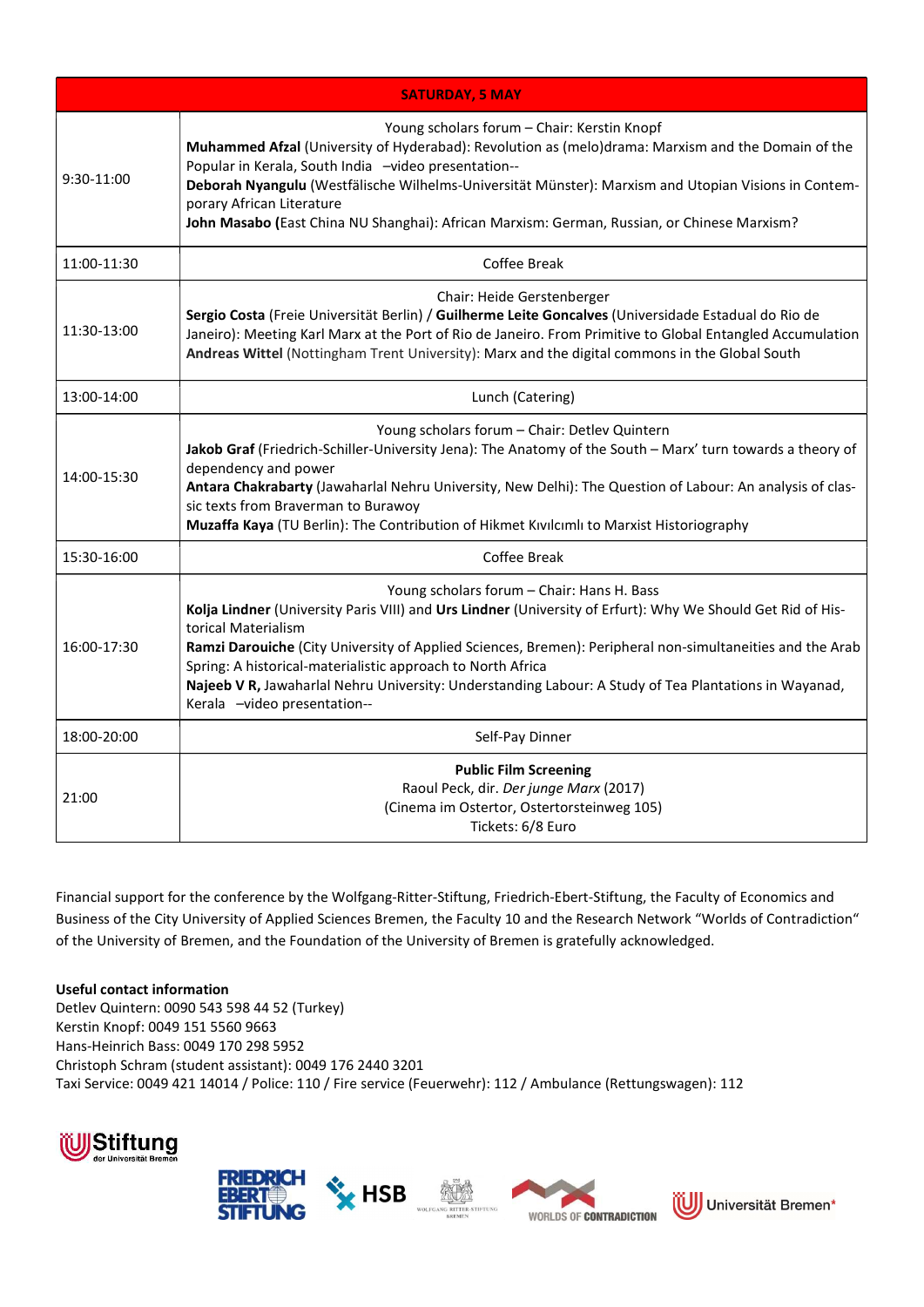| SATURDAY, 5 MAY | |
|---|---|
| 9:30-11:00 | Young scholars forum – Chair: Kerstin Knopf<br>**Muhammed Afzal** (University of Hyderabad): Revolution as (melo)drama: Marxism and the Domain of the Popular in Kerala, South India –video presentation--<br>**Deborah Nyangulu** (Westfälische Wilhelms-Universität Münster): Marxism and Utopian Visions in Contemporary African Literature<br>**John Masabo (**East China NU Shanghai): African Marxism: German, Russian, or Chinese Marxism? |
| 11:00-11:30 | Coffee Break |
| 11:30-13:00 | Chair: Heide Gerstenberger<br>**Sergio Costa** (Freie Universität Berlin) / **Guilherme Leite Goncalves** (Universidade Estadual do Rio de Janeiro): Meeting Karl Marx at the Port of Rio de Janeiro. From Primitive to Global Entangled Accumulation<br>**Andreas Wittel** (Nottingham Trent University): Marx and the digital commons in the Global South |
| 13:00-14:00 | Lunch (Catering) |
| 14:00-15:30 | Young scholars forum – Chair: Detlev Quintern<br>**Jakob Graf** (Friedrich-Schiller-University Jena): The Anatomy of the South – Marx' turn towards a theory of dependency and power<br>**Antara Chakrabarty** (Jawaharlal Nehru University, New Delhi): The Question of Labour: An analysis of classic texts from Braverman to Burawoy<br>**Muzaffa Kaya** (TU Berlin): The Contribution of Hikmet Kıvılcımlı to Marxist Historiography |
| 15:30-16:00 | Coffee Break |
| 16:00-17:30 | Young scholars forum – Chair: Hans H. Bass<br>**Kolja Lindner** (University Paris VIII) and **Urs Lindner** (University of Erfurt): Why We Should Get Rid of Historical Materialism<br>**Ramzi Darouiche** (City University of Applied Sciences, Bremen): Peripheral non-simultaneities and the Arab Spring: A historical-materialistic approach to North Africa<br>**Najeeb V R,** Jawaharlal Nehru University: Understanding Labour: A Study of Tea Plantations in Wayanad, Kerala –video presentation-- |
| 18:00-20:00 | Self-Pay Dinner |
| 21:00 | **Public Film Screening**<br>Raoul Peck, dir. *Der junge Marx* (2017)<br>(Cinema im Ostertor, Ostertorsteinweg 105)<br>Tickets: 6/8 Euro |

Financial support for the conference by the Wolfgang-Ritter-Stiftung, Friedrich-Ebert-Stiftung, the Faculty of Economics and Business of the City University of Applied Sciences Bremen, the Faculty 10 and the Research Network "Worlds of Contradiction" of the University of Bremen, and the Foundation of the University of Bremen is gratefully acknowledged.

**Useful contact information**
Detlev Quintern: 0090 543 598 44 52 (Turkey)
Kerstin Knopf: 0049 151 5560 9663
Hans-Heinrich Bass: 0049 170 298 5952
Christoph Schram (student assistant): 0049 176 2440 3201
Taxi Service: 0049 421 14014 / Police: 110 / Fire service (Feuerwehr): 112 / Ambulance (Rettungswagen): 112

Stiftung der Universität Bremen

FRIEDRICH EBERT STIFTUNG

HSB

WOLFGANG-RITTER-STIFTUNG BREMEN

WORLDS OF CONTRADICTION

Universität Bremen